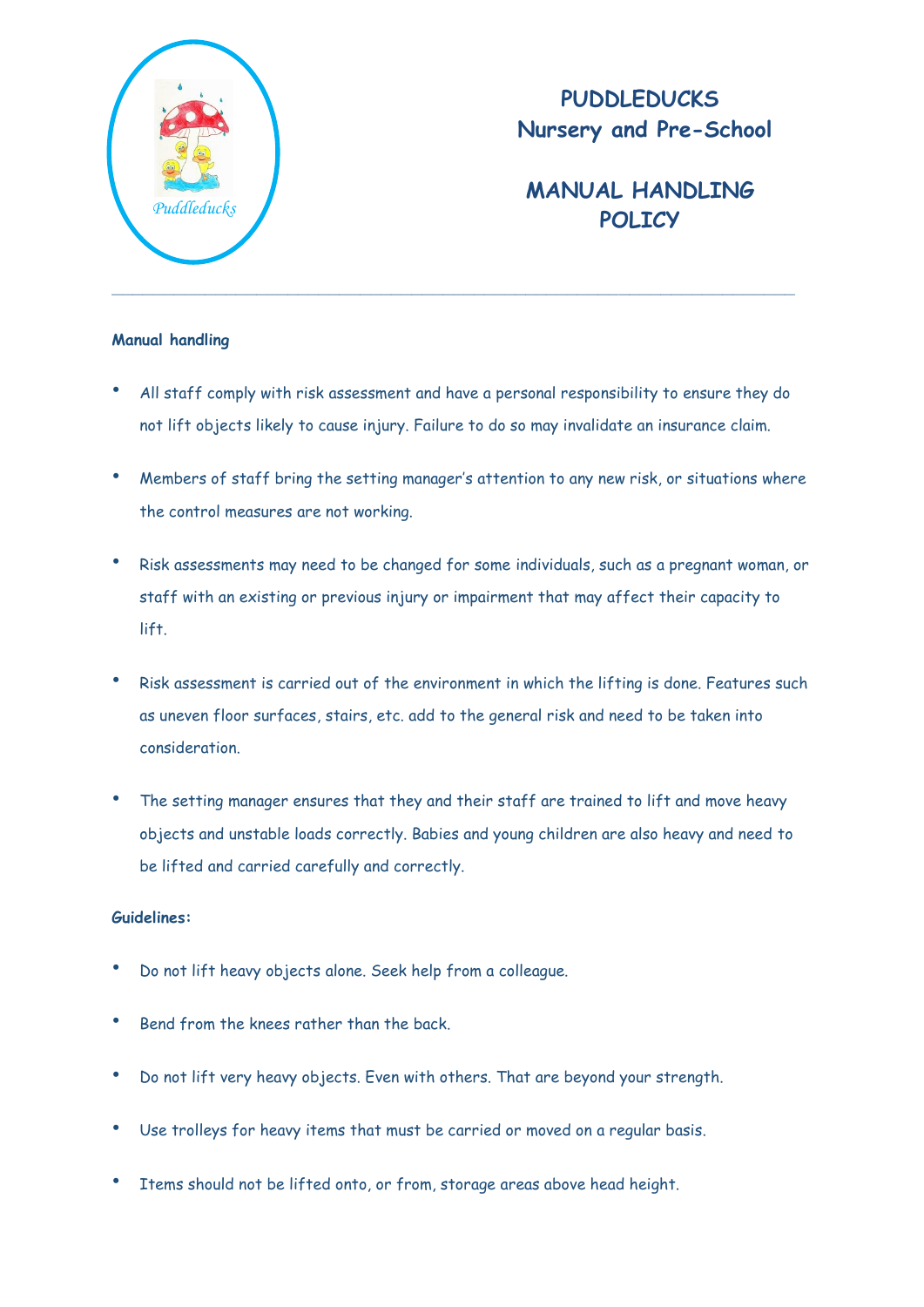# PUDDLEDUCKS
# Nursery and Pre-School

# MANUAL HANDLING POLICY

---

**Manual handling**

- All staff comply with risk assessment and have a personal responsibility to ensure they do not lift objects likely to cause injury. Failure to do so may invalidate an insurance claim.
- Members of staff bring the setting manager's attention to any new risk, or situations where the control measures are not working.
- Risk assessments may need to be changed for some individuals, such as a pregnant woman, or staff with an existing or previous injury or impairment that may affect their capacity to lift.
- Risk assessment is carried out of the environment in which the lifting is done. Features such as uneven floor surfaces, stairs, etc. add to the general risk and need to be taken into consideration.
- The setting manager ensures that they and their staff are trained to lift and move heavy objects and unstable loads correctly. Babies and young children are also heavy and need to be lifted and carried carefully and correctly.

**Guidelines:**

- Do not lift heavy objects alone. Seek help from a colleague.
- Bend from the knees rather than the back.
- Do not lift very heavy objects. Even with others. That are beyond your strength.
- Use trolleys for heavy items that must be carried or moved on a regular basis.
- Items should not be lifted onto, or from, storage areas above head height.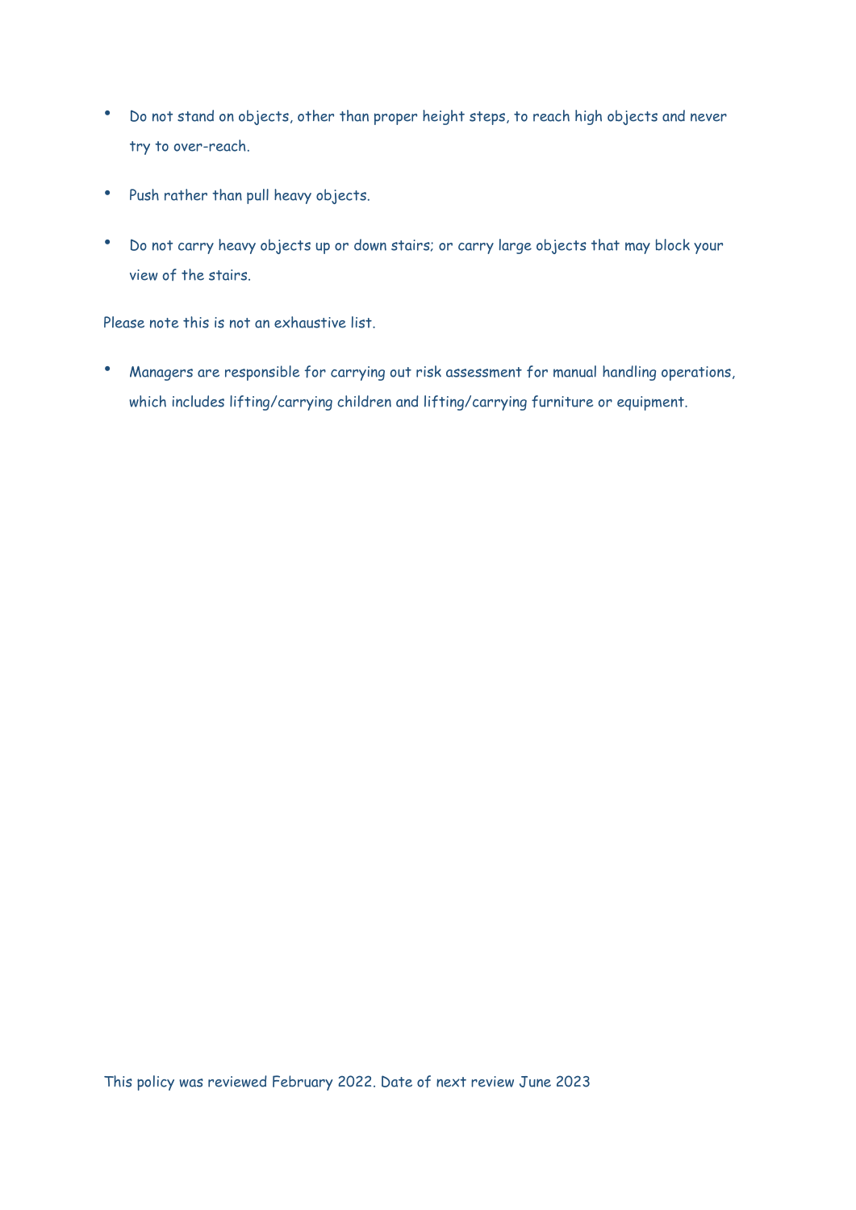- Do not stand on objects, other than proper height steps, to reach high objects and never try to over-reach.

- Push rather than pull heavy objects.

- Do not carry heavy objects up or down stairs; or carry large objects that may block your view of the stairs.

Please note this is not an exhaustive list.

- Managers are responsible for carrying out risk assessment for manual handling operations, which includes lifting/carrying children and lifting/carrying furniture or equipment.

This policy was reviewed February 2022. Date of next review June 2023